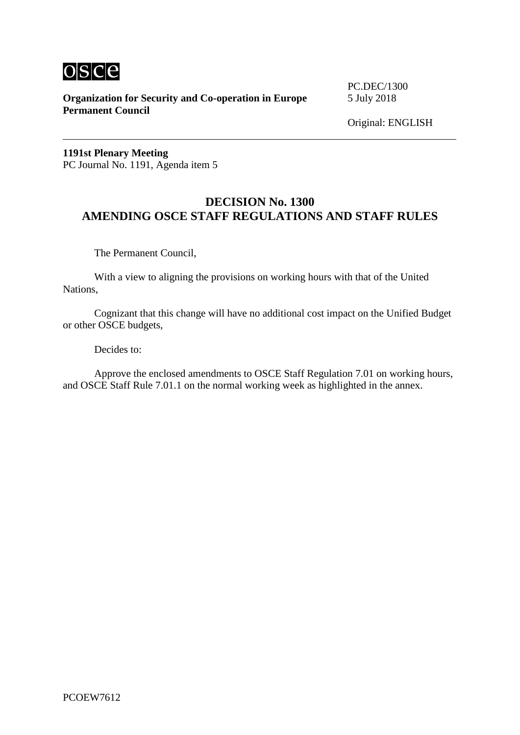**Organization for Security and Co-operation in Europe**
**Permanent Council**

PC.DEC/1300
5 July 2018

Original: ENGLISH

---

**1191st Plenary Meeting**
PC Journal No. 1191, Agenda item 5

## DECISION No. 1300
## AMENDING OSCE STAFF REGULATIONS AND STAFF RULES

The Permanent Council,

With a view to aligning the provisions on working hours with that of the United Nations,

Cognizant that this change will have no additional cost impact on the Unified Budget or other OSCE budgets,

Decides to:

Approve the enclosed amendments to OSCE Staff Regulation 7.01 on working hours, and OSCE Staff Rule 7.01.1 on the normal working week as highlighted in the annex.

PCOEW7612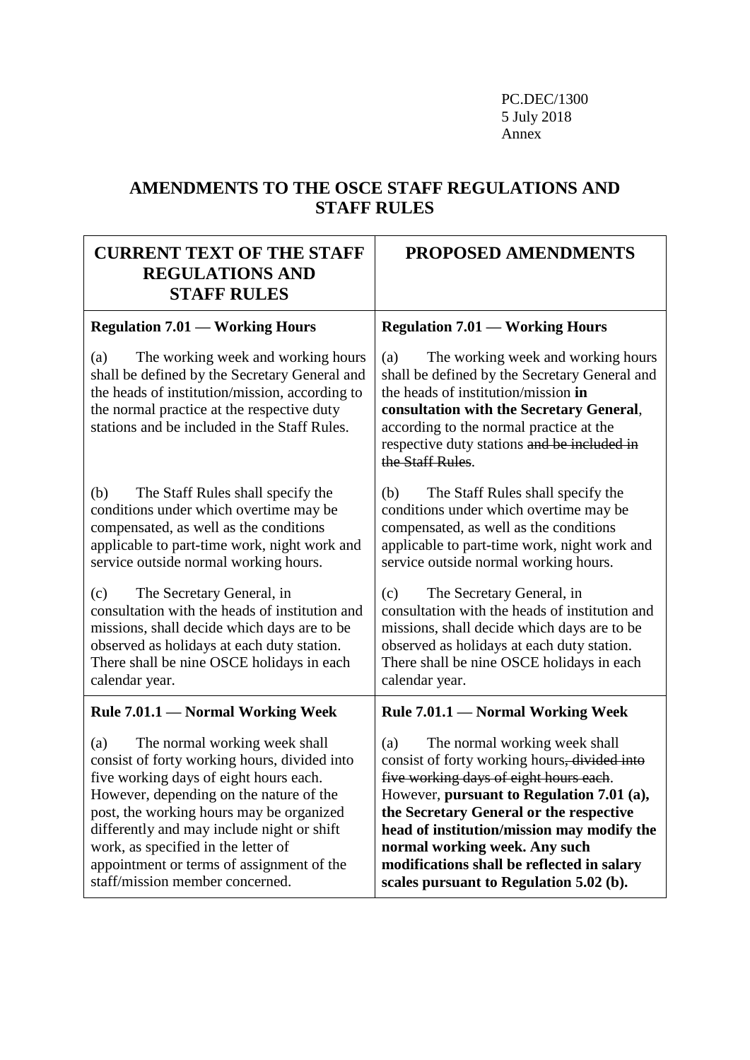PC.DEC/1300
5 July 2018
Annex

## AMENDMENTS TO THE OSCE STAFF REGULATIONS AND STAFF RULES

| CURRENT TEXT OF THE STAFF REGULATIONS AND STAFF RULES | PROPOSED AMENDMENTS |
|---|---|
| **Regulation 7.01 — Working Hours** | **Regulation 7.01 — Working Hours** |
| (a) The working week and working hours shall be defined by the Secretary General and the heads of institution/mission, according to the normal practice at the respective duty stations and be included in the Staff Rules. | (a) The working week and working hours shall be defined by the Secretary General and the heads of institution/mission **in consultation with the Secretary General**, according to the normal practice at the respective duty stations ~~and be included in the Staff Rules~~. |
| (b) The Staff Rules shall specify the conditions under which overtime may be compensated, as well as the conditions applicable to part-time work, night work and service outside normal working hours. | (b) The Staff Rules shall specify the conditions under which overtime may be compensated, as well as the conditions applicable to part-time work, night work and service outside normal working hours. |
| (c) The Secretary General, in consultation with the heads of institution and missions, shall decide which days are to be observed as holidays at each duty station. There shall be nine OSCE holidays in each calendar year. | (c) The Secretary General, in consultation with the heads of institution and missions, shall decide which days are to be observed as holidays at each duty station. There shall be nine OSCE holidays in each calendar year. |
| **Rule 7.01.1 — Normal Working Week** | **Rule 7.01.1 — Normal Working Week** |
| (a) The normal working week shall consist of forty working hours, divided into five working days of eight hours each. However, depending on the nature of the post, the working hours may be organized differently and may include night or shift work, as specified in the letter of appointment or terms of assignment of the staff/mission member concerned. | (a) The normal working week shall consist of forty working hours~~, divided into five working days of eight hours each~~. However, **pursuant to Regulation 7.01 (a), the Secretary General or the respective head of institution/mission may modify the normal working week. Any such modifications shall be reflected in salary scales pursuant to Regulation 5.02 (b).** |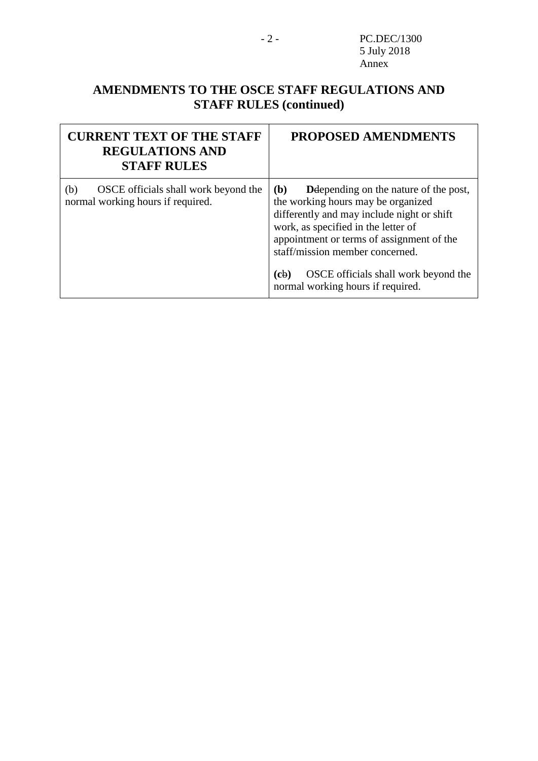## AMENDMENTS TO THE OSCE STAFF REGULATIONS AND STAFF RULES (continued)

| CURRENT TEXT OF THE STAFF REGULATIONS AND STAFF RULES | PROPOSED AMENDMENTS |
|---|---|
| (b) OSCE officials shall work beyond the normal working hours if required. | **(b)** **D**~~d~~epending on the nature of the post, the working hours may be organized differently and may include night or shift work, as specified in the letter of appointment or terms of assignment of the staff/mission member concerned.<br><br>**(c~~b~~)** OSCE officials shall work beyond the normal working hours if required. |